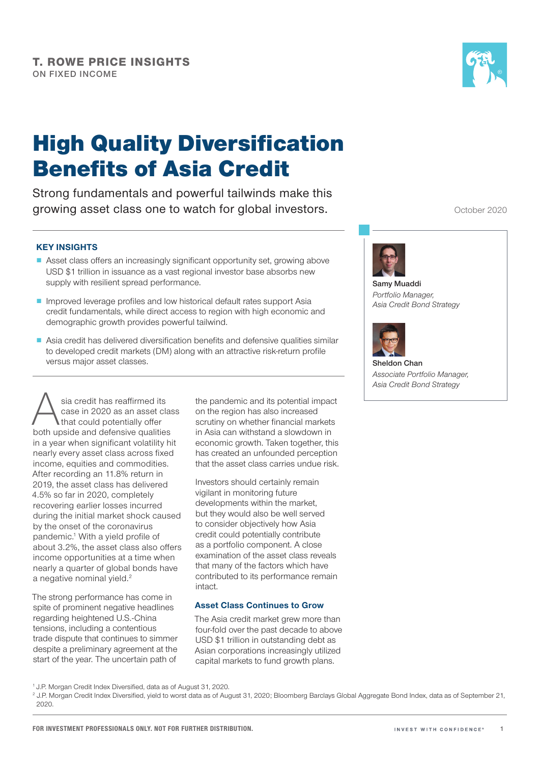T. ROWE PRICE INSIGHTS
ON FIXED INCOME

# High Quality Diversification Benefits of Asia Credit

Strong fundamentals and powerful tailwinds make this growing asset class one to watch for global investors.

October 2020

**Samy Muaddi**
*Portfolio Manager, Asia Credit Bond Strategy*

**Sheldon Chan**
*Associate Portfolio Manager, Asia Credit Bond Strategy*

### KEY INSIGHTS

- Asset class offers an increasingly significant opportunity set, growing above USD $1 trillion in issuance as a vast regional investor base absorbs new supply with resilient spread performance.
- Improved leverage profiles and low historical default rates support Asia credit fundamentals, while direct access to region with high economic and demographic growth provides powerful tailwind.
- Asia credit has delivered diversification benefits and defensive qualities similar to developed credit markets (DM) along with an attractive risk-return profile versus major asset classes.

Asia credit has reaffirmed its case in 2020 as an asset class that could potentially offer both upside and defensive qualities in a year when significant volatility hit nearly every asset class across fixed income, equities and commodities. After recording an 11.8% return in 2019, the asset class has delivered 4.5% so far in 2020, completely recovering earlier losses incurred during the initial market shock caused by the onset of the coronavirus pandemic.[1] With a yield profile of about 3.2%, the asset class also offers income opportunities at a time when nearly a quarter of global bonds have a negative nominal yield.[2]

The strong performance has come in spite of prominent negative headlines regarding heightened U.S.-China tensions, including a contentious trade dispute that continues to simmer despite a preliminary agreement at the start of the year. The uncertain path of the pandemic and its potential impact on the region has also increased scrutiny on whether financial markets in Asia can withstand a slowdown in economic growth. Taken together, this has created an unfounded perception that the asset class carries undue risk.

Investors should certainly remain vigilant in monitoring future developments within the market, but they would also be well served to consider objectively how Asia credit could potentially contribute as a portfolio component. A close examination of the asset class reveals that many of the factors which have contributed to its performance remain intact.

### Asset Class Continues to Grow

The Asia credit market grew more than four-fold over the past decade to above USD $1 trillion in outstanding debt as Asian corporations increasingly utilized capital markets to fund growth plans.

[1] J.P. Morgan Credit Index Diversified, data as of August 31, 2020.
[2] J.P. Morgan Credit Index Diversified, yield to worst data as of August 31, 2020; Bloomberg Barclays Global Aggregate Bond Index, data as of September 21, 2020.

FOR INVESTMENT PROFESSIONALS ONLY. NOT FOR FURTHER DISTRIBUTION.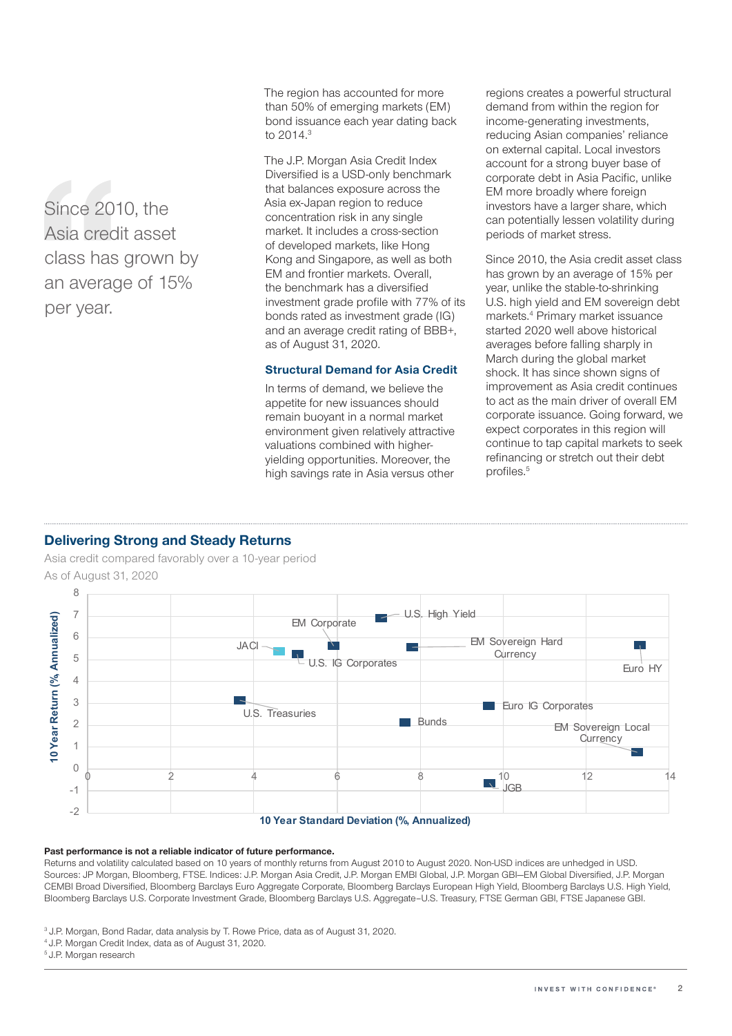> Since 2010, the Asia credit asset class has grown by an average of 15% per year.

The region has accounted for more than 50% of emerging markets (EM) bond issuance each year dating back to 2014.[3]

The J.P. Morgan Asia Credit Index Diversified is a USD-only benchmark that balances exposure across the Asia ex-Japan region to reduce concentration risk in any single market. It includes a cross-section of developed markets, like Hong Kong and Singapore, as well as both EM and frontier markets. Overall, the benchmark has a diversified investment grade profile with 77% of its bonds rated as investment grade (IG) and an average credit rating of BBB+, as of August 31, 2020.

### Structural Demand for Asia Credit

In terms of demand, we believe the appetite for new issuances should remain buoyant in a normal market environment given relatively attractive valuations combined with higher-yielding opportunities. Moreover, the high savings rate in Asia versus other regions creates a powerful structural demand from within the region for income-generating investments, reducing Asian companies' reliance on external capital. Local investors account for a strong buyer base of corporate debt in Asia Pacific, unlike EM more broadly where foreign investors have a larger share, which can potentially lessen volatility during periods of market stress.

Since 2010, the Asia credit asset class has grown by an average of 15% per year, unlike the stable-to-shrinking U.S. high yield and EM sovereign debt markets.[4] Primary market issuance started 2020 well above historical averages before falling sharply in March during the global market shock. It has since shown signs of improvement as Asia credit continues to act as the main driver of overall EM corporate issuance. Going forward, we expect corporates in this region will continue to tap capital markets to seek refinancing or stretch out their debt profiles.[5]

## Delivering Strong and Steady Returns

Asia credit compared favorably over a 10-year period

As of August 31, 2020

| Index | 10 Year Standard Deviation (%, Annualized) | 10 Year Return (%, Annualized) |
|---|---|---|
| JACI | ~4.6 | ~5.4 |
| U.S. IG Corporates | ~5.1 | ~5.2 |
| EM Corporate | ~5.9 | ~5.6 |
| U.S. High Yield | ~7.0 | ~6.8 |
| EM Sovereign Hard Currency | ~7.8 | ~5.5 |
| Euro HY | ~13.3 | ~5.6 |
| U.S. Treasuries | ~3.6 | ~3.1 |
| Bunds | ~7.6 | ~2.1 |
| Euro IG Corporates | ~9.6 | ~2.9 |
| EM Sovereign Local Currency | ~13.2 | ~0.8 |
| JGB | ~9.7 | ~-0.7 |

**Past performance is not a reliable indicator of future performance.**

Returns and volatility calculated based on 10 years of monthly returns from August 2010 to August 2020. Non-USD indices are unhedged in USD.
Sources: JP Morgan, Bloomberg, FTSE. Indices: J.P. Morgan Asia Credit, J.P. Morgan EMBI Global, J.P. Morgan GBI–EM Global Diversified, J.P. Morgan CEMBI Broad Diversified, Bloomberg Barclays Euro Aggregate Corporate, Bloomberg Barclays European High Yield, Bloomberg Barclays U.S. High Yield, Bloomberg Barclays U.S. Corporate Investment Grade, Bloomberg Barclays U.S. Aggregate–U.S. Treasury, FTSE German GBI, FTSE Japanese GBI.

[3] J.P. Morgan, Bond Radar, data analysis by T. Rowe Price, data as of August 31, 2020.
[4] J.P. Morgan Credit Index, data as of August 31, 2020.
[5] J.P. Morgan research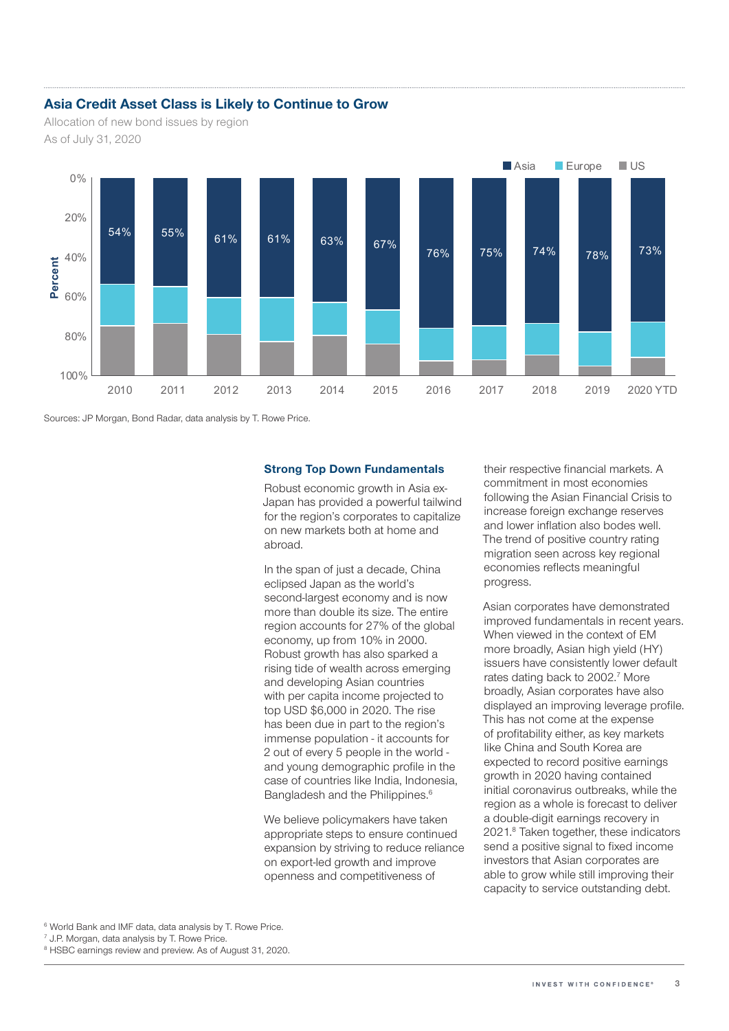### Asia Credit Asset Class is Likely to Continue to Grow

Allocation of new bond issues by region

As of July 31, 2020

| Year | Asia |
|---|---|
| 2010 | 54% |
| 2011 | 55% |
| 2012 | 61% |
| 2013 | 61% |
| 2014 | 63% |
| 2015 | 67% |
| 2016 | 76% |
| 2017 | 75% |
| 2018 | 74% |
| 2019 | 78% |
| 2020 YTD | 73% |

Sources: JP Morgan, Bond Radar, data analysis by T. Rowe Price.

### Strong Top Down Fundamentals

Robust economic growth in Asia ex-Japan has provided a powerful tailwind for the region's corporates to capitalize on new markets both at home and abroad.

In the span of just a decade, China eclipsed Japan as the world's second-largest economy and is now more than double its size. The entire region accounts for 27% of the global economy, up from 10% in 2000. Robust growth has also sparked a rising tide of wealth across emerging and developing Asian countries with per capita income projected to top USD $6,000 in 2020. The rise has been due in part to the region's immense population - it accounts for 2 out of every 5 people in the world - and young demographic profile in the case of countries like India, Indonesia, Bangladesh and the Philippines.[6]

We believe policymakers have taken appropriate steps to ensure continued expansion by striving to reduce reliance on export-led growth and improve openness and competitiveness of their respective financial markets. A commitment in most economies following the Asian Financial Crisis to increase foreign exchange reserves and lower inflation also bodes well. The trend of positive country rating migration seen across key regional economies reflects meaningful progress.

Asian corporates have demonstrated improved fundamentals in recent years. When viewed in the context of EM more broadly, Asian high yield (HY) issuers have consistently lower default rates dating back to 2002.[7] More broadly, Asian corporates have also displayed an improving leverage profile. This has not come at the expense of profitability either, as key markets like China and South Korea are expected to record positive earnings growth in 2020 having contained initial coronavirus outbreaks, while the region as a whole is forecast to deliver a double-digit earnings recovery in 2021.[8] Taken together, these indicators send a positive signal to fixed income investors that Asian corporates are able to grow while still improving their capacity to service outstanding debt.

[6] World Bank and IMF data, data analysis by T. Rowe Price.
[7] J.P. Morgan, data analysis by T. Rowe Price.
[8] HSBC earnings review and preview. As of August 31, 2020.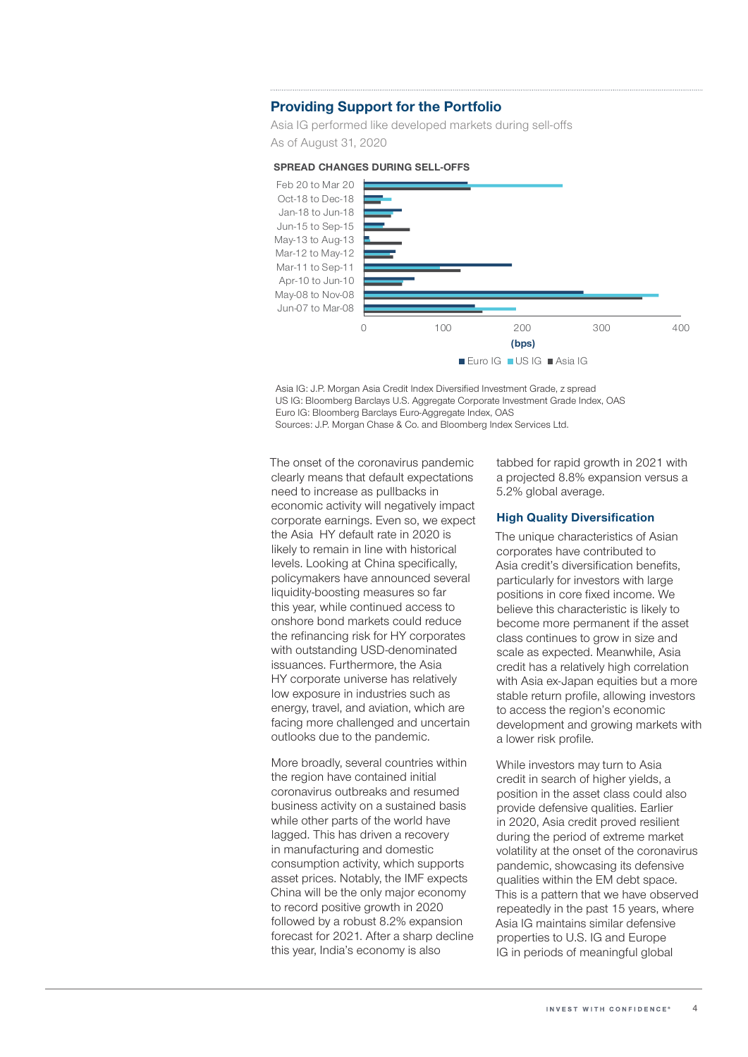## Providing Support for the Portfolio

Asia IG performed like developed markets during sell-offs

As of August 31, 2020

**SPREAD CHANGES DURING SELL-OFFS**

Asia IG: J.P. Morgan Asia Credit Index Diversified Investment Grade, z spread
US IG: Bloomberg Barclays U.S. Aggregate Corporate Investment Grade Index, OAS
Euro IG: Bloomberg Barclays Euro-Aggregate Index, OAS
Sources: J.P. Morgan Chase & Co. and Bloomberg Index Services Ltd.

The onset of the coronavirus pandemic clearly means that default expectations need to increase as pullbacks in economic activity will negatively impact corporate earnings. Even so, we expect the Asia HY default rate in 2020 is likely to remain in line with historical levels. Looking at China specifically, policymakers have announced several liquidity-boosting measures so far this year, while continued access to onshore bond markets could reduce the refinancing risk for HY corporates with outstanding USD-denominated issuances. Furthermore, the Asia HY corporate universe has relatively low exposure in industries such as energy, travel, and aviation, which are facing more challenged and uncertain outlooks due to the pandemic.

More broadly, several countries within the region have contained initial coronavirus outbreaks and resumed business activity on a sustained basis while other parts of the world have lagged. This has driven a recovery in manufacturing and domestic consumption activity, which supports asset prices. Notably, the IMF expects China will be the only major economy to record positive growth in 2020 followed by a robust 8.2% expansion forecast for 2021. After a sharp decline this year, India's economy is also tabbed for rapid growth in 2021 with a projected 8.8% expansion versus a 5.2% global average.

### High Quality Diversification

The unique characteristics of Asian corporates have contributed to Asia credit's diversification benefits, particularly for investors with large positions in core fixed income. We believe this characteristic is likely to become more permanent if the asset class continues to grow in size and scale as expected. Meanwhile, Asia credit has a relatively high correlation with Asia ex-Japan equities but a more stable return profile, allowing investors to access the region's economic development and growing markets with a lower risk profile.

While investors may turn to Asia credit in search of higher yields, a position in the asset class could also provide defensive qualities. Earlier in 2020, Asia credit proved resilient during the period of extreme market volatility at the onset of the coronavirus pandemic, showcasing its defensive qualities within the EM debt space. This is a pattern that we have observed repeatedly in the past 15 years, where Asia IG maintains similar defensive properties to U.S. IG and Europe IG in periods of meaningful global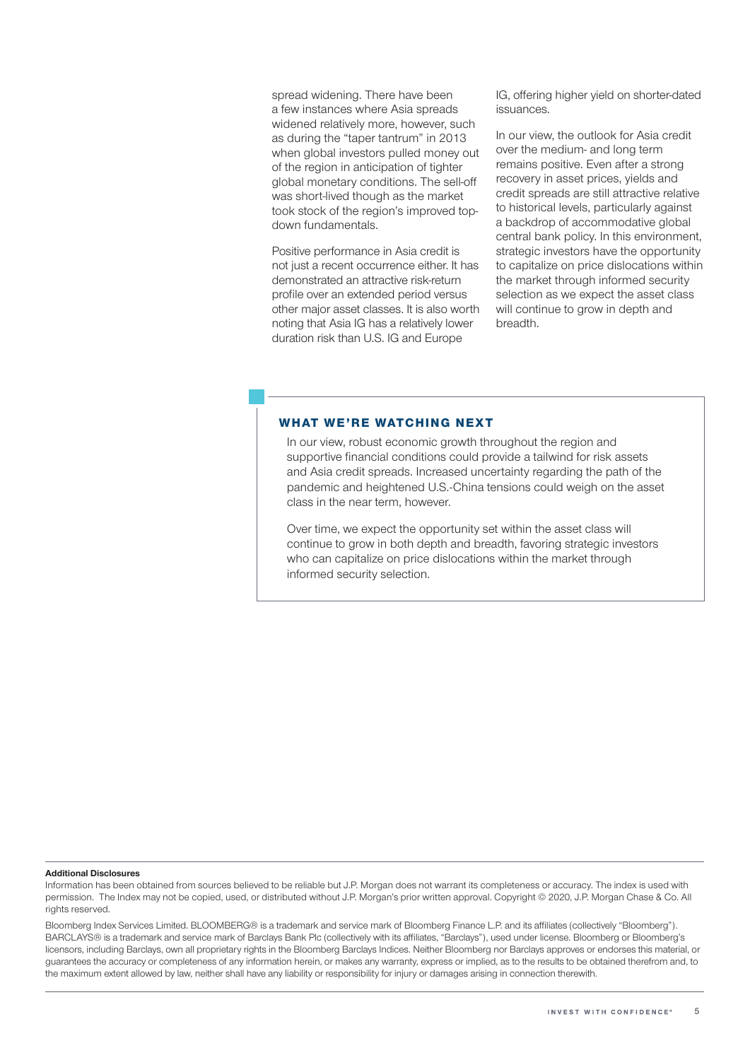spread widening. There have been a few instances where Asia spreads widened relatively more, however, such as during the "taper tantrum" in 2013 when global investors pulled money out of the region in anticipation of tighter global monetary conditions. The sell-off was short-lived though as the market took stock of the region's improved top-down fundamentals.

Positive performance in Asia credit is not just a recent occurrence either. It has demonstrated an attractive risk-return profile over an extended period versus other major asset classes. It is also worth noting that Asia IG has a relatively lower duration risk than U.S. IG and Europe IG, offering higher yield on shorter-dated issuances.

In our view, the outlook for Asia credit over the medium- and long term remains positive. Even after a strong recovery in asset prices, yields and credit spreads are still attractive relative to historical levels, particularly against a backdrop of accommodative global central bank policy. In this environment, strategic investors have the opportunity to capitalize on price dislocations within the market through informed security selection as we expect the asset class will continue to grow in depth and breadth.

## WHAT WE'RE WATCHING NEXT

In our view, robust economic growth throughout the region and supportive financial conditions could provide a tailwind for risk assets and Asia credit spreads. Increased uncertainty regarding the path of the pandemic and heightened U.S.-China tensions could weigh on the asset class in the near term, however.

Over time, we expect the opportunity set within the asset class will continue to grow in both depth and breadth, favoring strategic investors who can capitalize on price dislocations within the market through informed security selection.

**Additional Disclosures**

Information has been obtained from sources believed to be reliable but J.P. Morgan does not warrant its completeness or accuracy. The index is used with permission. The Index may not be copied, used, or distributed without J.P. Morgan's prior written approval. Copyright © 2020, J.P. Morgan Chase & Co. All rights reserved.

Bloomberg Index Services Limited. BLOOMBERG® is a trademark and service mark of Bloomberg Finance L.P. and its affiliates (collectively "Bloomberg"). BARCLAYS® is a trademark and service mark of Barclays Bank Plc (collectively with its affiliates, "Barclays"), used under license. Bloomberg or Bloomberg's licensors, including Barclays, own all proprietary rights in the Bloomberg Barclays Indices. Neither Bloomberg nor Barclays approves or endorses this material, or guarantees the accuracy or completeness of any information herein, or makes any warranty, express or implied, as to the results to be obtained therefrom and, to the maximum extent allowed by law, neither shall have any liability or responsibility for injury or damages arising in connection therewith.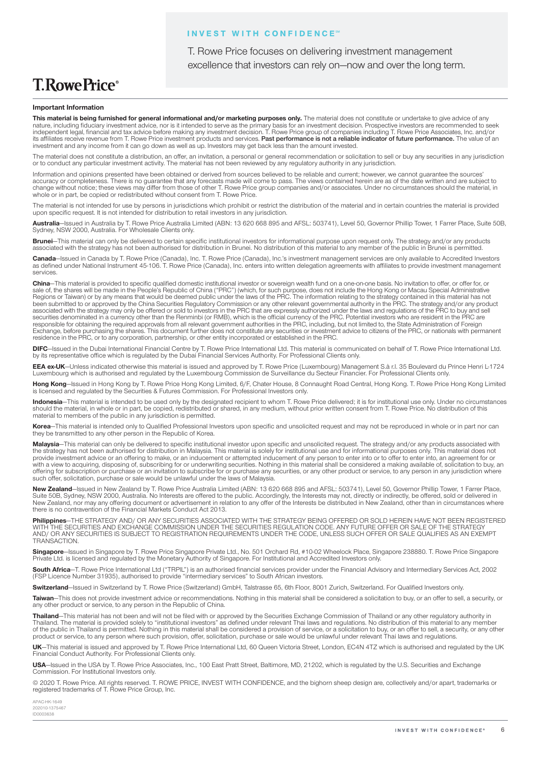**INVEST WITH CONFIDENCE℠**

T. Rowe Price focuses on delivering investment management excellence that investors can rely on—now and over the long term.

**T.RowePrice®**

#### Important Information

**This material is being furnished for general informational and/or marketing purposes only.** The material does not constitute or undertake to give advice of any nature, including fiduciary investment advice, nor is it intended to serve as the primary basis for an investment decision. Prospective investors are recommended to seek independent legal, financial and tax advice before making any investment decision. T. Rowe Price group of companies including T. Rowe Price Associates, Inc. and/or its affiliates receive revenue from T. Rowe Price investment products and services. **Past performance is not a reliable indicator of future performance.** The value of an investment and any income from it can go down as well as up. Investors may get back less than the amount invested.

The material does not constitute a distribution, an offer, an invitation, a personal or general recommendation or solicitation to sell or buy any securities in any jurisdiction or to conduct any particular investment activity. The material has not been reviewed by any regulatory authority in any jurisdiction.

Information and opinions presented have been obtained or derived from sources believed to be reliable and current; however, we cannot guarantee the sources' accuracy or completeness. There is no guarantee that any forecasts made will come to pass. The views contained herein are as of the date written and are subject to change without notice; these views may differ from those of other T. Rowe Price group companies and/or associates. Under no circumstances should the material, in whole or in part, be copied or redistributed without consent from T. Rowe Price.

The material is not intended for use by persons in jurisdictions which prohibit or restrict the distribution of the material and in certain countries the material is provided upon specific request. It is not intended for distribution to retail investors in any jurisdiction.

**Australia**—Issued in Australia by T. Rowe Price Australia Limited (ABN: 13 620 668 895 and AFSL: 503741), Level 50, Governor Phillip Tower, 1 Farrer Place, Suite 50B, Sydney, NSW 2000, Australia. For Wholesale Clients only.

**Brunei**—This material can only be delivered to certain specific institutional investors for informational purpose upon request only. The strategy and/or any products associated with the strategy has not been authorised for distribution in Brunei. No distribution of this material to any member of the public in Brunei is permitted.

**Canada**—Issued in Canada by T. Rowe Price (Canada), Inc. T. Rowe Price (Canada), Inc.'s investment management services are only available to Accredited Investors as defined under National Instrument 45-106. T. Rowe Price (Canada), Inc. enters into written delegation agreements with affiliates to provide investment management services.

**China**—This material is provided to specific qualified domestic institutional investor or sovereign wealth fund on a one-on-one basis. No invitation to offer, or offer for, or sale of, the shares will be made in the People's Republic of China ("PRC") (which, for such purpose, does not include the Hong Kong or Macau Special Administrative Regions or Taiwan) or by any means that would be deemed public under the laws of the PRC. The information relating to the strategy contained in this material has not been submitted to or approved by the China Securities Regulatory Commission or any other relevant governmental authority in the PRC. The strategy and/or any product associated with the strategy may only be offered or sold to investors in the PRC that are expressly authorized under the laws and regulations of the PRC to buy and sell securities denominated in a currency other than the Renminbi (or RMB), which is the official currency of the PRC. Potential investors who are resident in the PRC are responsible for obtaining the required approvals from all relevant government authorities in the PRC, including, but not limited to, the State Administration of Foreign Exchange, before purchasing the shares. This document further does not constitute any securities or investment advice to citizens of the PRC, or nationals with permanent residence in the PRC, or to any corporation, partnership, or other entity incorporated or established in the PRC.

**DIFC**—Issued in the Dubai International Financial Centre by T. Rowe Price International Ltd. This material is communicated on behalf of T. Rowe Price International Ltd. by its representative office which is regulated by the Dubai Financial Services Authority. For Professional Clients only.

**EEA ex-UK**—Unless indicated otherwise this material is issued and approved by T. Rowe Price (Luxembourg) Management S.à r.l. 35 Boulevard du Prince Henri L-1724 Luxembourg which is authorised and regulated by the Luxembourg Commission de Surveillance du Secteur Financier. For Professional Clients only.

**Hong Kong**—Issued in Hong Kong by T. Rowe Price Hong Kong Limited, 6/F, Chater House, 8 Connaught Road Central, Hong Kong. T. Rowe Price Hong Kong Limited is licensed and regulated by the Securities & Futures Commission. For Professional Investors only.

**Indonesia**—This material is intended to be used only by the designated recipient to whom T. Rowe Price delivered; it is for institutional use only. Under no circumstances should the material, in whole or in part, be copied, redistributed or shared, in any medium, without prior written consent from T. Rowe Price. No distribution of this material to members of the public in any jurisdiction is permitted.

**Korea**—This material is intended only to Qualified Professional Investors upon specific and unsolicited request and may not be reproduced in whole or in part nor can they be transmitted to any other person in the Republic of Korea.

**Malaysia**—This material can only be delivered to specific institutional investor upon specific and unsolicited request. The strategy and/or any products associated with the strategy has not been authorised for distribution in Malaysia. This material is solely for institutional use and for informational purposes only. This material does not provide investment advice or an offering to make, or an inducement or attempted inducement of any person to enter into or to offer to enter into, an agreement for or with a view to acquiring, disposing of, subscribing for or underwriting securities. Nothing in this material shall be considered a making available of, solicitation to buy, an offering for subscription or purchase or an invitation to subscribe for or purchase any securities, or any other product or service, to any person in any jurisdiction where such offer, solicitation, purchase or sale would be unlawful under the laws of Malaysia.

**New Zealand**—Issued in New Zealand by T. Rowe Price Australia Limited (ABN: 13 620 668 895 and AFSL: 503741), Level 50, Governor Phillip Tower, 1 Farrer Place, Suite 50B, Sydney, NSW 2000, Australia. No Interests are offered to the public. Accordingly, the Interests may not, directly or indirectly, be offered, sold or delivered in New Zealand, nor may any offering document or advertisement in relation to any offer of the Interests be distributed in New Zealand, other than in circumstances where there is no contravention of the Financial Markets Conduct Act 2013.

**Philippines**—THE STRATEGY AND/ OR ANY SECURITIES ASSOCIATED WITH THE STRATEGY BEING OFFERED OR SOLD HEREIN HAVE NOT BEEN REGISTERED WITH THE SECURITIES AND EXCHANGE COMMISSION UNDER THE SECURITIES REGULATION CODE. ANY FUTURE OFFER OR SALE OF THE STRATEGY AND/ OR ANY SECURITIES IS SUBJECT TO REGISTRATION REQUIREMENTS UNDER THE CODE, UNLESS SUCH OFFER OR SALE QUALIFIES AS AN EXEMPT TRANSACTION.

**Singapore**—Issued in Singapore by T. Rowe Price Singapore Private Ltd., No. 501 Orchard Rd, #10-02 Wheelock Place, Singapore 238880. T. Rowe Price Singapore Private Ltd. is licensed and regulated by the Monetary Authority of Singapore. For Institutional and Accredited Investors only.

**South Africa**—T. Rowe Price International Ltd ("TRPIL") is an authorised financial services provider under the Financial Advisory and Intermediary Services Act, 2002 (FSP Licence Number 31935), authorised to provide "intermediary services" to South African investors.

**Switzerland**—Issued in Switzerland by T. Rowe Price (Switzerland) GmbH, Talstrasse 65, 6th Floor, 8001 Zurich, Switzerland. For Qualified Investors only.

**Taiwan**—This does not provide investment advice or recommendations. Nothing in this material shall be considered a solicitation to buy, or an offer to sell, a security, or any other product or service, to any person in the Republic of China.

**Thailand**—This material has not been and will not be filed with or approved by the Securities Exchange Commission of Thailand or any other regulatory authority in Thailand. The material is provided solely to "institutional investors" as defined under relevant Thai laws and regulations. No distribution of this material to any member of the public in Thailand is permitted. Nothing in this material shall be considered a provision of service, or a solicitation to buy, or an offer to sell, a security, or any other product or service, to any person where such provision, offer, solicitation, purchase or sale would be unlawful under relevant Thai laws and regulations.

**UK**—This material is issued and approved by T. Rowe Price International Ltd, 60 Queen Victoria Street, London, EC4N 4TZ which is authorised and regulated by the UK Financial Conduct Authority. For Professional Clients only.

**USA**—Issued in the USA by T. Rowe Price Associates, Inc., 100 East Pratt Street, Baltimore, MD, 21202, which is regulated by the U.S. Securities and Exchange Commission. For Institutional Investors only.

© 2020 T. Rowe Price. All rights reserved. T. ROWE PRICE, INVEST WITH CONFIDENCE, and the bighorn sheep design are, collectively and/or apart, trademarks or registered trademarks of T. Rowe Price Group, Inc.

APAC-HK-1649
202010-1375467
ID0003638